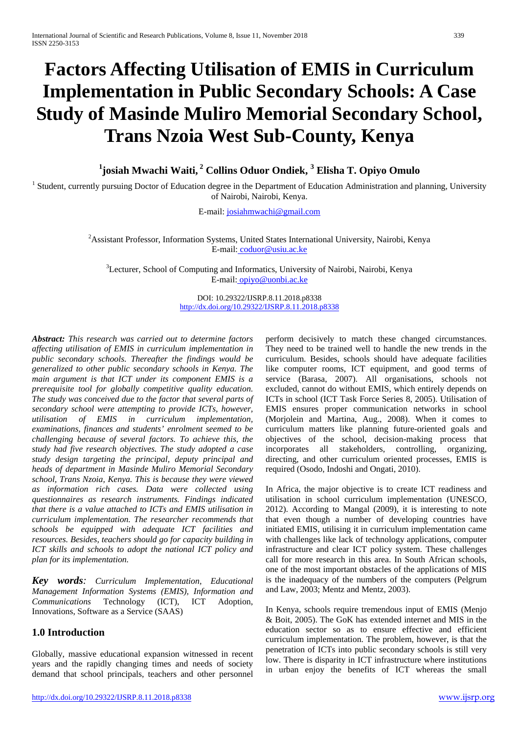# Factors Affecting Utilisation of EMIS in Curriculum Implementation in Public Secondary Schools: A Case Study of Masinde Muliro Memorial Secondary School, Trans Nzoia West Sub-County, Kenya

**[1]josiah Mwachi Waiti, [2] Collins Oduor Ondiek, [3] Elisha T. Opiyo Omulo**

[1] Student, currently pursuing Doctor of Education degree in the Department of Education Administration and planning, University of Nairobi, Nairobi, Kenya.

E-mail: josiahmwachi@gmail.com

[2]Assistant Professor, Information Systems, United States International University, Nairobi, Kenya
E-mail: coduor@usiu.ac.ke

[3]Lecturer, School of Computing and Informatics, University of Nairobi, Nairobi, Kenya
E-mail: opiyo@uonbi.ac.ke

DOI: 10.29322/IJSRP.8.11.2018.p8338
http://dx.doi.org/10.29322/IJSRP.8.11.2018.p8338

***Abstract:*** *This research was carried out to determine factors affecting utilisation of EMIS in curriculum implementation in public secondary schools. Thereafter the findings would be generalized to other public secondary schools in Kenya. The main argument is that ICT under its component EMIS is a prerequisite tool for globally competitive quality education. The study was conceived due to the factor that several parts of secondary school were attempting to provide ICTs, however, utilisation of EMIS in curriculum implementation, examinations, finances and students' enrolment seemed to be challenging because of several factors. To achieve this, the study had five research objectives. The study adopted a case study design targeting the principal, deputy principal and heads of department in Masinde Muliro Memorial Secondary school, Trans Nzoia, Kenya. This is because they were viewed as information rich cases. Data were collected using questionnaires as research instruments. Findings indicated that there is a value attached to ICTs and EMIS utilisation in curriculum implementation. The researcher recommends that schools be equipped with adequate ICT facilities and resources. Besides, teachers should go for capacity building in ICT skills and schools to adopt the national ICT policy and plan for its implementation.*

***Key words****: Curriculum Implementation, Educational Management Information Systems (EMIS), Information and Communications* Technology (ICT), ICT Adoption, Innovations, Software as a Service (SAAS)

## 1.0 Introduction

Globally, massive educational expansion witnessed in recent years and the rapidly changing times and needs of society demand that school principals, teachers and other personnel perform decisively to match these changed circumstances. They need to be trained well to handle the new trends in the curriculum. Besides, schools should have adequate facilities like computer rooms, ICT equipment, and good terms of service (Barasa, 2007). All organisations, schools not excluded, cannot do without EMIS, which entirely depends on ICTs in school (ICT Task Force Series 8, 2005). Utilisation of EMIS ensures proper communication networks in school (Morjolein and Martina, Aug., 2008). When it comes to curriculum matters like planning future-oriented goals and objectives of the school, decision-making process that incorporates all stakeholders, controlling, organizing, directing, and other curriculum oriented processes, EMIS is required (Osodo, Indoshi and Ongati, 2010).

In Africa, the major objective is to create ICT readiness and utilisation in school curriculum implementation (UNESCO, 2012). According to Mangal (2009), it is interesting to note that even though a number of developing countries have initiated EMIS, utilising it in curriculum implementation came with challenges like lack of technology applications, computer infrastructure and clear ICT policy system. These challenges call for more research in this area. In South African schools, one of the most important obstacles of the applications of MIS is the inadequacy of the numbers of the computers (Pelgrum and Law, 2003; Mentz and Mentz, 2003).

In Kenya, schools require tremendous input of EMIS (Menjo & Boit, 2005). The GoK has extended internet and MIS in the education sector so as to ensure effective and efficient curriculum implementation. The problem, however, is that the penetration of ICTs into public secondary schools is still very low. There is disparity in ICT infrastructure where institutions in urban enjoy the benefits of ICT whereas the small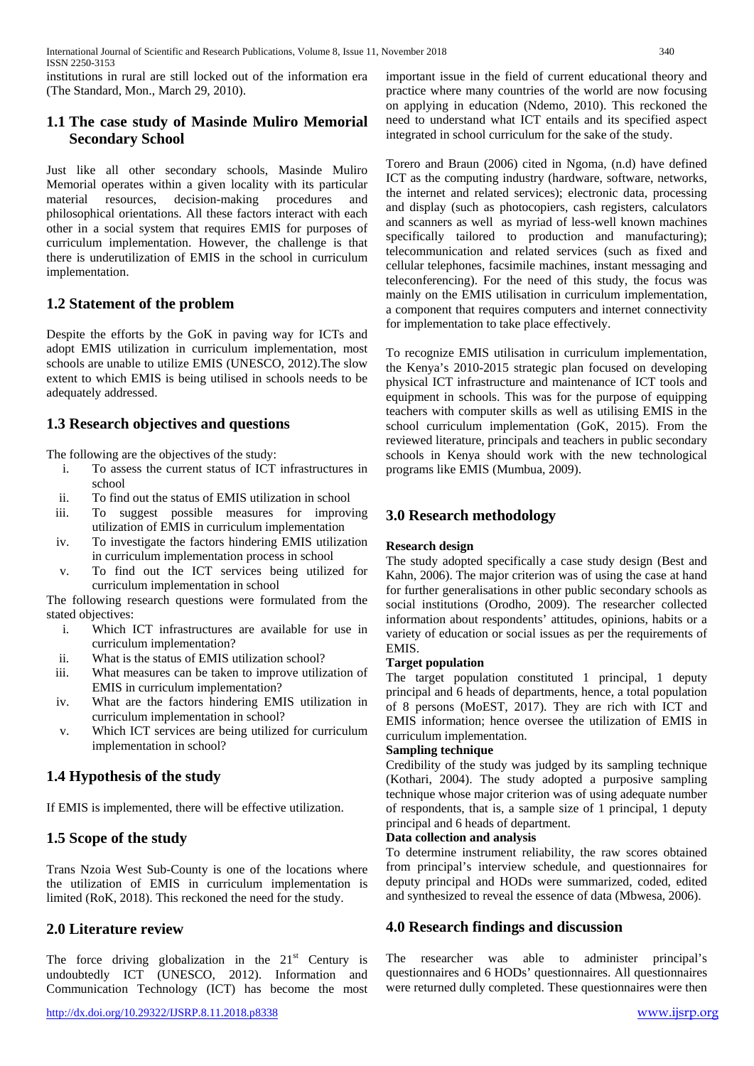institutions in rural are still locked out of the information era (The Standard, Mon., March 29, 2010).

## 1.1 The case study of Masinde Muliro Memorial Secondary School

Just like all other secondary schools, Masinde Muliro Memorial operates within a given locality with its particular material resources, decision-making procedures and philosophical orientations. All these factors interact with each other in a social system that requires EMIS for purposes of curriculum implementation. However, the challenge is that there is underutilization of EMIS in the school in curriculum implementation.

## 1.2 Statement of the problem

Despite the efforts by the GoK in paving way for ICTs and adopt EMIS utilization in curriculum implementation, most schools are unable to utilize EMIS (UNESCO, 2012).The slow extent to which EMIS is being utilised in schools needs to be adequately addressed.

## 1.3 Research objectives and questions

The following are the objectives of the study:

i. To assess the current status of ICT infrastructures in school
ii. To find out the status of EMIS utilization in school
iii. To suggest possible measures for improving utilization of EMIS in curriculum implementation
iv. To investigate the factors hindering EMIS utilization in curriculum implementation process in school
v. To find out the ICT services being utilized for curriculum implementation in school

The following research questions were formulated from the stated objectives:

i. Which ICT infrastructures are available for use in curriculum implementation?
ii. What is the status of EMIS utilization school?
iii. What measures can be taken to improve utilization of EMIS in curriculum implementation?
iv. What are the factors hindering EMIS utilization in curriculum implementation in school?
v. Which ICT services are being utilized for curriculum implementation in school?

## 1.4 Hypothesis of the study

If EMIS is implemented, there will be effective utilization.

## 1.5 Scope of the study

Trans Nzoia West Sub-County is one of the locations where the utilization of EMIS in curriculum implementation is limited (RoK, 2018). This reckoned the need for the study.

## 2.0 Literature review

The force driving globalization in the 21st Century is undoubtedly ICT (UNESCO, 2012). Information and Communication Technology (ICT) has become the most important issue in the field of current educational theory and practice where many countries of the world are now focusing on applying in education (Ndemo, 2010). This reckoned the need to understand what ICT entails and its specified aspect integrated in school curriculum for the sake of the study.

Torero and Braun (2006) cited in Ngoma, (n.d) have defined ICT as the computing industry (hardware, software, networks, the internet and related services); electronic data, processing and display (such as photocopiers, cash registers, calculators and scanners as well as myriad of less-well known machines specifically tailored to production and manufacturing); telecommunication and related services (such as fixed and cellular telephones, facsimile machines, instant messaging and teleconferencing). For the need of this study, the focus was mainly on the EMIS utilisation in curriculum implementation, a component that requires computers and internet connectivity for implementation to take place effectively.

To recognize EMIS utilisation in curriculum implementation, the Kenya's 2010-2015 strategic plan focused on developing physical ICT infrastructure and maintenance of ICT tools and equipment in schools. This was for the purpose of equipping teachers with computer skills as well as utilising EMIS in the school curriculum implementation (GoK, 2015). From the reviewed literature, principals and teachers in public secondary schools in Kenya should work with the new technological programs like EMIS (Mumbua, 2009).

## 3.0 Research methodology

**Research design**

The study adopted specifically a case study design (Best and Kahn, 2006). The major criterion was of using the case at hand for further generalisations in other public secondary schools as social institutions (Orodho, 2009). The researcher collected information about respondents' attitudes, opinions, habits or a variety of education or social issues as per the requirements of EMIS.

**Target population**

The target population constituted 1 principal, 1 deputy principal and 6 heads of departments, hence, a total population of 8 persons (MoEST, 2017). They are rich with ICT and EMIS information; hence oversee the utilization of EMIS in curriculum implementation.

**Sampling technique**

Credibility of the study was judged by its sampling technique (Kothari, 2004). The study adopted a purposive sampling technique whose major criterion was of using adequate number of respondents, that is, a sample size of 1 principal, 1 deputy principal and 6 heads of department.

**Data collection and analysis**

To determine instrument reliability, the raw scores obtained from principal's interview schedule, and questionnaires for deputy principal and HODs were summarized, coded, edited and synthesized to reveal the essence of data (Mbwesa, 2006).

## 4.0 Research findings and discussion

The researcher was able to administer principal's questionnaires and 6 HODs' questionnaires. All questionnaires were returned dully completed. These questionnaires were then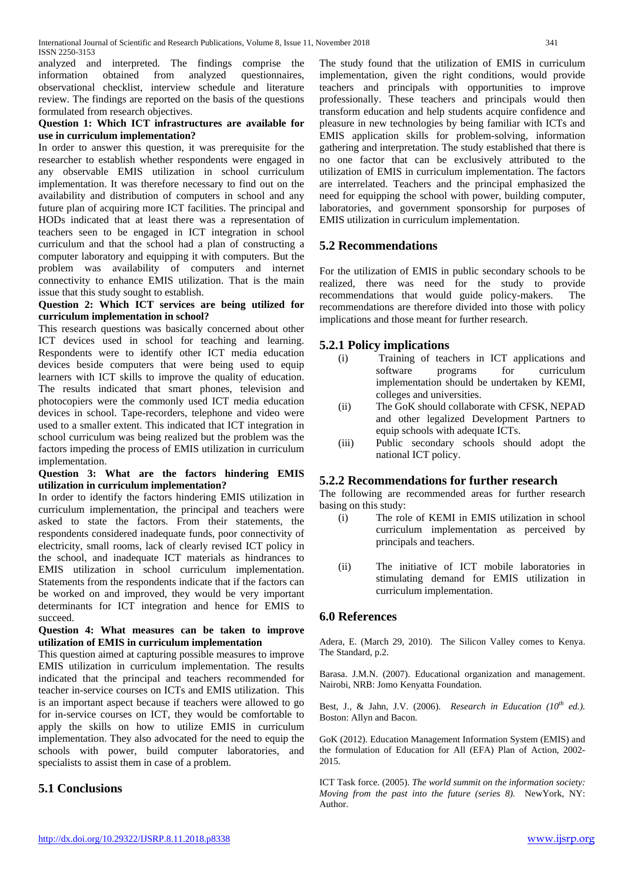analyzed and interpreted. The findings comprise the information obtained from analyzed questionnaires, observational checklist, interview schedule and literature review. The findings are reported on the basis of the questions formulated from research objectives.

**Question 1: Which ICT infrastructures are available for use in curriculum implementation?**

In order to answer this question, it was prerequisite for the researcher to establish whether respondents were engaged in any observable EMIS utilization in school curriculum implementation. It was therefore necessary to find out on the availability and distribution of computers in school and any future plan of acquiring more ICT facilities. The principal and HODs indicated that at least there was a representation of teachers seen to be engaged in ICT integration in school curriculum and that the school had a plan of constructing a computer laboratory and equipping it with computers. But the problem was availability of computers and internet connectivity to enhance EMIS utilization. That is the main issue that this study sought to establish.

**Question 2: Which ICT services are being utilized for curriculum implementation in school?**

This research questions was basically concerned about other ICT devices used in school for teaching and learning. Respondents were to identify other ICT media education devices beside computers that were being used to equip learners with ICT skills to improve the quality of education. The results indicated that smart phones, television and photocopiers were the commonly used ICT media education devices in school. Tape-recorders, telephone and video were used to a smaller extent. This indicated that ICT integration in school curriculum was being realized but the problem was the factors impeding the process of EMIS utilization in curriculum implementation.

**Question 3: What are the factors hindering EMIS utilization in curriculum implementation?**

In order to identify the factors hindering EMIS utilization in curriculum implementation, the principal and teachers were asked to state the factors. From their statements, the respondents considered inadequate funds, poor connectivity of electricity, small rooms, lack of clearly revised ICT policy in the school, and inadequate ICT materials as hindrances to EMIS utilization in school curriculum implementation. Statements from the respondents indicate that if the factors can be worked on and improved, they would be very important determinants for ICT integration and hence for EMIS to succeed.

**Question 4: What measures can be taken to improve utilization of EMIS in curriculum implementation**

This question aimed at capturing possible measures to improve EMIS utilization in curriculum implementation. The results indicated that the principal and teachers recommended for teacher in-service courses on ICTs and EMIS utilization. This is an important aspect because if teachers were allowed to go for in-service courses on ICT, they would be comfortable to apply the skills on how to utilize EMIS in curriculum implementation. They also advocated for the need to equip the schools with power, build computer laboratories, and specialists to assist them in case of a problem.

## 5.1 Conclusions

The study found that the utilization of EMIS in curriculum implementation, given the right conditions, would provide teachers and principals with opportunities to improve professionally. These teachers and principals would then transform education and help students acquire confidence and pleasure in new technologies by being familiar with ICTs and EMIS application skills for problem-solving, information gathering and interpretation. The study established that there is no one factor that can be exclusively attributed to the utilization of EMIS in curriculum implementation. The factors are interrelated. Teachers and the principal emphasized the need for equipping the school with power, building computer, laboratories, and government sponsorship for purposes of EMIS utilization in curriculum implementation.

## 5.2 Recommendations

For the utilization of EMIS in public secondary schools to be realized, there was need for the study to provide recommendations that would guide policy-makers. The recommendations are therefore divided into those with policy implications and those meant for further research.

### 5.2.1 Policy implications

(i) Training of teachers in ICT applications and software programs for curriculum implementation should be undertaken by KEMI, colleges and universities.

(ii) The GoK should collaborate with CFSK, NEPAD and other legalized Development Partners to equip schools with adequate ICTs.

(iii) Public secondary schools should adopt the national ICT policy.

### 5.2.2 Recommendations for further research

The following are recommended areas for further research basing on this study:

(i) The role of KEMI in EMIS utilization in school curriculum implementation as perceived by principals and teachers.

(ii) The initiative of ICT mobile laboratories in stimulating demand for EMIS utilization in curriculum implementation.

## 6.0 References

Adera, E. (March 29, 2010). The Silicon Valley comes to Kenya. The Standard, p.2.

Barasa. J.M.N. (2007). Educational organization and management. Nairobi, NRB: Jomo Kenyatta Foundation.

Best, J., & Jahn, J.V. (2006). *Research in Education (10th ed.).* Boston: Allyn and Bacon.

GoK (2012). Education Management Information System (EMIS) and the formulation of Education for All (EFA) Plan of Action, 2002-2015.

ICT Task force. (2005). *The world summit on the information society: Moving from the past into the future (series 8).* NewYork, NY: Author.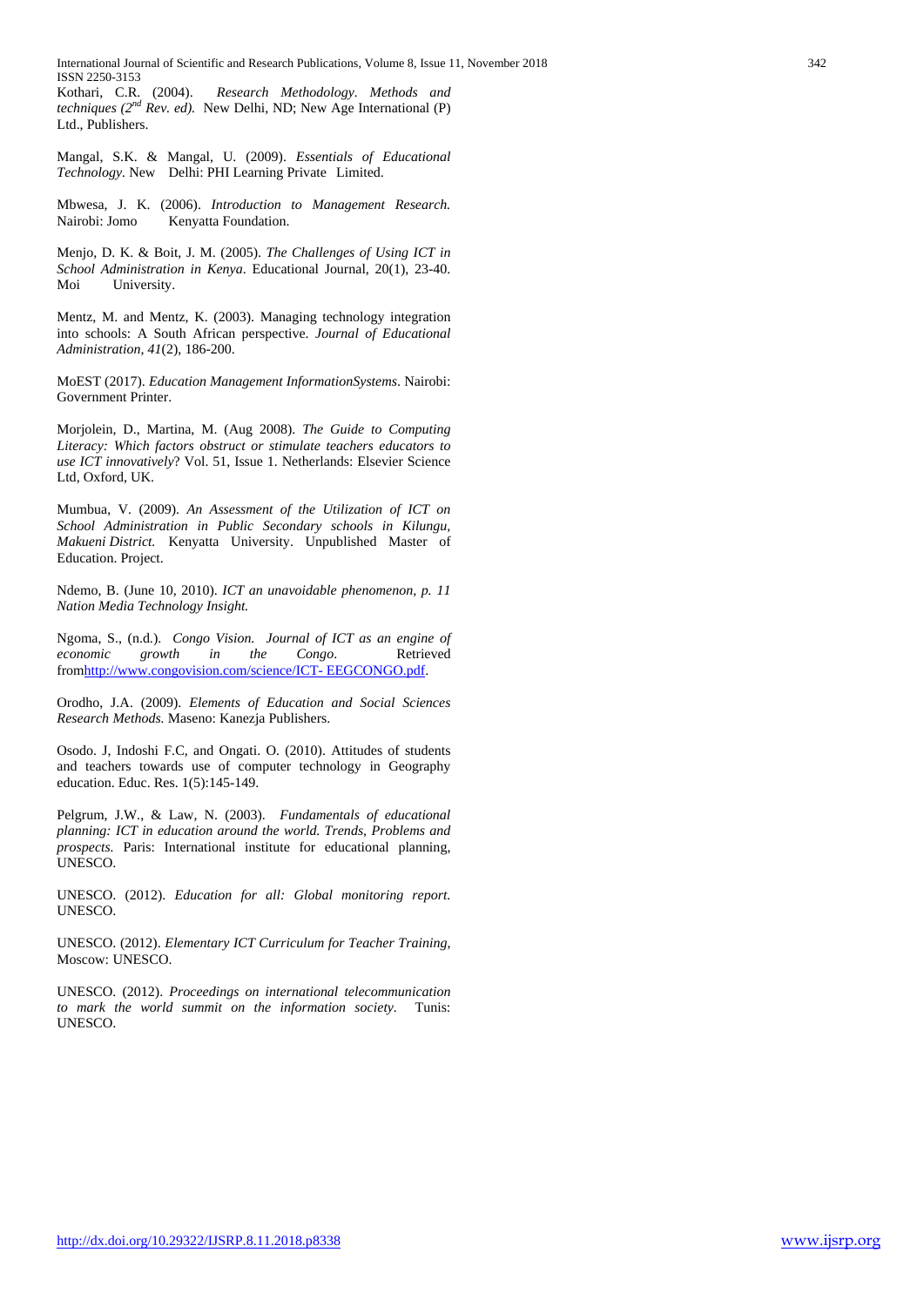Kothari, C.R. (2004). *Research Methodology. Methods and techniques (2nd Rev. ed).* New Delhi, ND; New Age International (P) Ltd., Publishers.

Mangal, S.K. & Mangal, U. (2009). *Essentials of Educational Technology.* New Delhi: PHI Learning Private Limited.

Mbwesa, J. K. (2006). *Introduction to Management Research.* Nairobi: Jomo Kenyatta Foundation.

Menjo, D. K. & Boit, J. M. (2005). *The Challenges of Using ICT in School Administration in Kenya*. Educational Journal, 20(1), 23-40. Moi University.

Mentz, M. and Mentz, K. (2003). Managing technology integration into schools: A South African perspective. *Journal of Educational Administration, 41*(2), 186-200.

MoEST (2017). *Education Management InformationSystems*. Nairobi: Government Printer.

Morjolein, D., Martina, M. (Aug 2008). *The Guide to Computing Literacy: Which factors obstruct or stimulate teachers educators to use ICT innovatively*? Vol. 51, Issue 1. Netherlands: Elsevier Science Ltd, Oxford, UK.

Mumbua, V. (2009). *An Assessment of the Utilization of ICT on School Administration in Public Secondary schools in Kilungu, Makueni District.* Kenyatta University. Unpublished Master of Education. Project.

Ndemo, B. (June 10, 2010). *ICT an unavoidable phenomenon, p. 11 Nation Media Technology Insight.*

Ngoma, S., (n.d.). *Congo Vision. Journal of ICT as an engine of economic growth in the Congo*. Retrieved from[http://www.congovision.com/science/ICT- EEGCONGO.pdf](http://www.congovision.com/science/ICT-EEGCONGO.pdf).

Orodho, J.A. (2009). *Elements of Education and Social Sciences Research Methods.* Maseno: Kanezja Publishers.

Osodo. J, Indoshi F.C, and Ongati. O. (2010). Attitudes of students and teachers towards use of computer technology in Geography education. Educ. Res. 1(5):145-149.

Pelgrum, J.W., & Law, N. (2003). *Fundamentals of educational planning: ICT in education around the world. Trends, Problems and prospects.* Paris: International institute for educational planning, UNESCO.

UNESCO. (2012). *Education for all: Global monitoring report.* UNESCO.

UNESCO. (2012). *Elementary ICT Curriculum for Teacher Training,* Moscow: UNESCO.

UNESCO. (2012). *Proceedings on international telecommunication to mark the world summit on the information society.* Tunis: UNESCO.